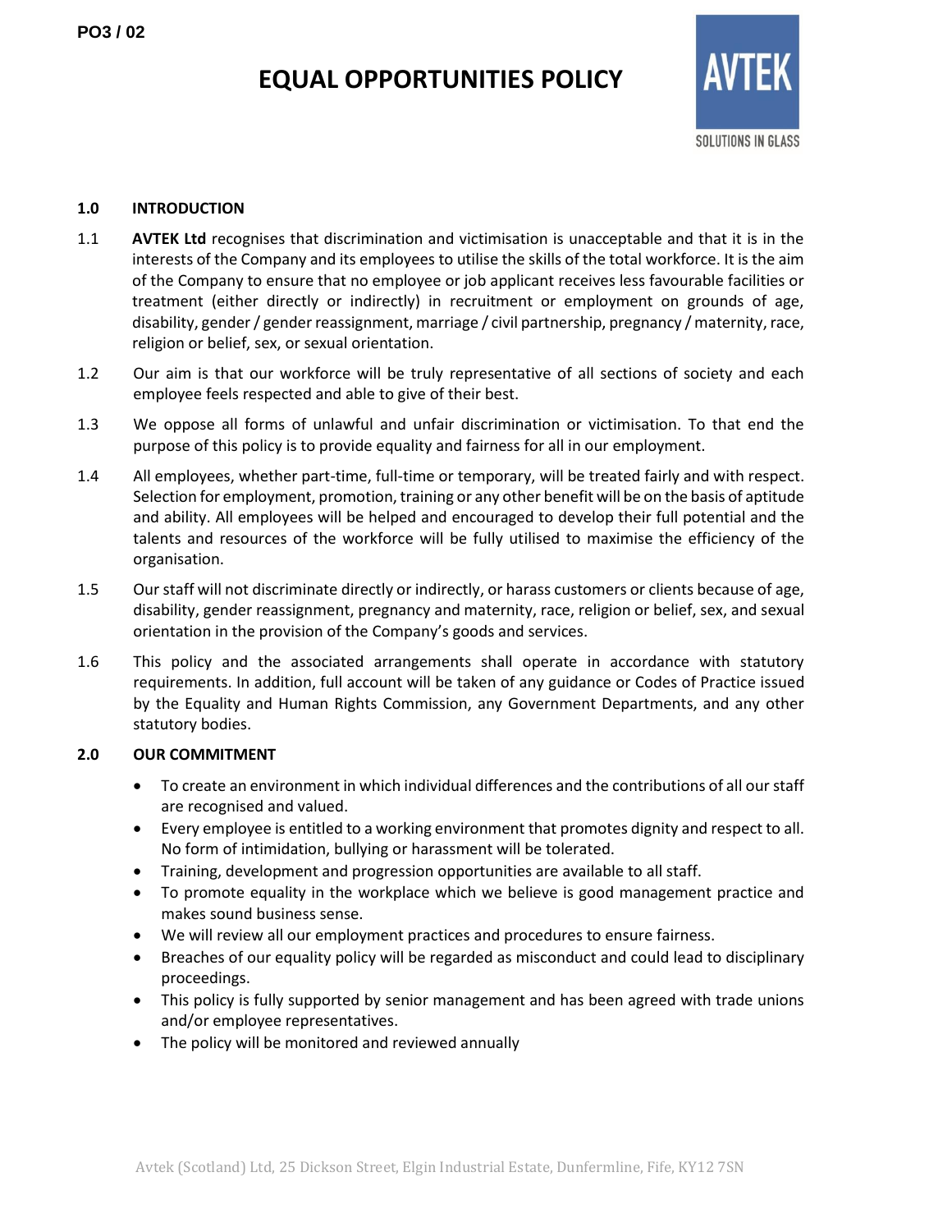PO3 / 02

# EQUAL OPPORTUNITIES POLICY

AVTEK
SOLUTIONS IN GLASS

## 1.0 INTRODUCTION

1.1 **AVTEK Ltd** recognises that discrimination and victimisation is unacceptable and that it is in the interests of the Company and its employees to utilise the skills of the total workforce. It is the aim of the Company to ensure that no employee or job applicant receives less favourable facilities or treatment (either directly or indirectly) in recruitment or employment on grounds of age, disability, gender / gender reassignment, marriage / civil partnership, pregnancy / maternity, race, religion or belief, sex, or sexual orientation.

1.2 Our aim is that our workforce will be truly representative of all sections of society and each employee feels respected and able to give of their best.

1.3 We oppose all forms of unlawful and unfair discrimination or victimisation. To that end the purpose of this policy is to provide equality and fairness for all in our employment.

1.4 All employees, whether part-time, full-time or temporary, will be treated fairly and with respect. Selection for employment, promotion, training or any other benefit will be on the basis of aptitude and ability. All employees will be helped and encouraged to develop their full potential and the talents and resources of the workforce will be fully utilised to maximise the efficiency of the organisation.

1.5 Our staff will not discriminate directly or indirectly, or harass customers or clients because of age, disability, gender reassignment, pregnancy and maternity, race, religion or belief, sex, and sexual orientation in the provision of the Company's goods and services.

1.6 This policy and the associated arrangements shall operate in accordance with statutory requirements. In addition, full account will be taken of any guidance or Codes of Practice issued by the Equality and Human Rights Commission, any Government Departments, and any other statutory bodies.

## 2.0 OUR COMMITMENT

- To create an environment in which individual differences and the contributions of all our staff are recognised and valued.
- Every employee is entitled to a working environment that promotes dignity and respect to all. No form of intimidation, bullying or harassment will be tolerated.
- Training, development and progression opportunities are available to all staff.
- To promote equality in the workplace which we believe is good management practice and makes sound business sense.
- We will review all our employment practices and procedures to ensure fairness.
- Breaches of our equality policy will be regarded as misconduct and could lead to disciplinary proceedings.
- This policy is fully supported by senior management and has been agreed with trade unions and/or employee representatives.
- The policy will be monitored and reviewed annually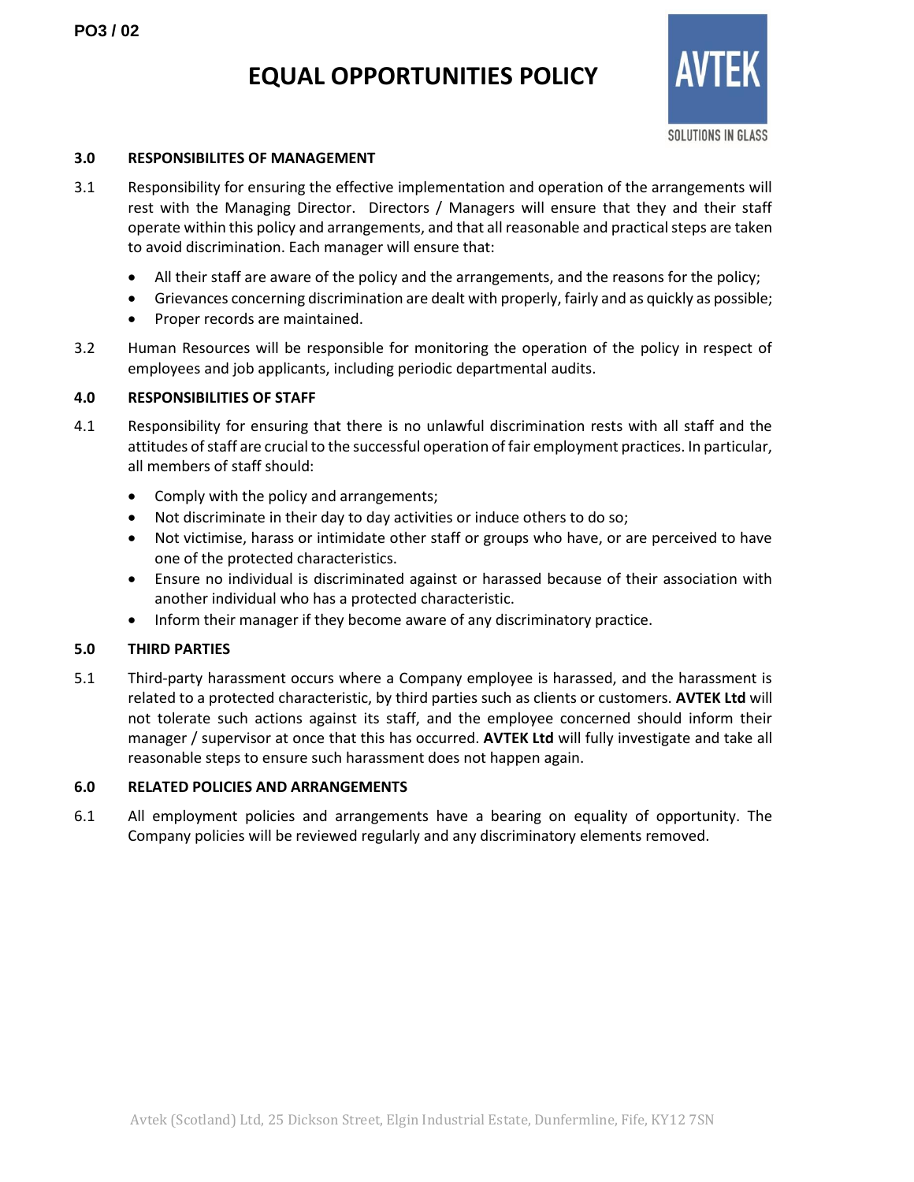## 3.0 RESPONSIBILITES OF MANAGEMENT

3.1 Responsibility for ensuring the effective implementation and operation of the arrangements will rest with the Managing Director. Directors / Managers will ensure that they and their staff operate within this policy and arrangements, and that all reasonable and practical steps are taken to avoid discrimination. Each manager will ensure that:

- All their staff are aware of the policy and the arrangements, and the reasons for the policy;
- Grievances concerning discrimination are dealt with properly, fairly and as quickly as possible;
- Proper records are maintained.

3.2 Human Resources will be responsible for monitoring the operation of the policy in respect of employees and job applicants, including periodic departmental audits.

## 4.0 RESPONSIBILITIES OF STAFF

4.1 Responsibility for ensuring that there is no unlawful discrimination rests with all staff and the attitudes of staff are crucial to the successful operation of fair employment practices. In particular, all members of staff should:

- Comply with the policy and arrangements;
- Not discriminate in their day to day activities or induce others to do so;
- Not victimise, harass or intimidate other staff or groups who have, or are perceived to have one of the protected characteristics.
- Ensure no individual is discriminated against or harassed because of their association with another individual who has a protected characteristic.
- Inform their manager if they become aware of any discriminatory practice.

## 5.0 THIRD PARTIES

5.1 Third-party harassment occurs where a Company employee is harassed, and the harassment is related to a protected characteristic, by third parties such as clients or customers. **AVTEK Ltd** will not tolerate such actions against its staff, and the employee concerned should inform their manager / supervisor at once that this has occurred. **AVTEK Ltd** will fully investigate and take all reasonable steps to ensure such harassment does not happen again.

## 6.0 RELATED POLICIES AND ARRANGEMENTS

6.1 All employment policies and arrangements have a bearing on equality of opportunity. The Company policies will be reviewed regularly and any discriminatory elements removed.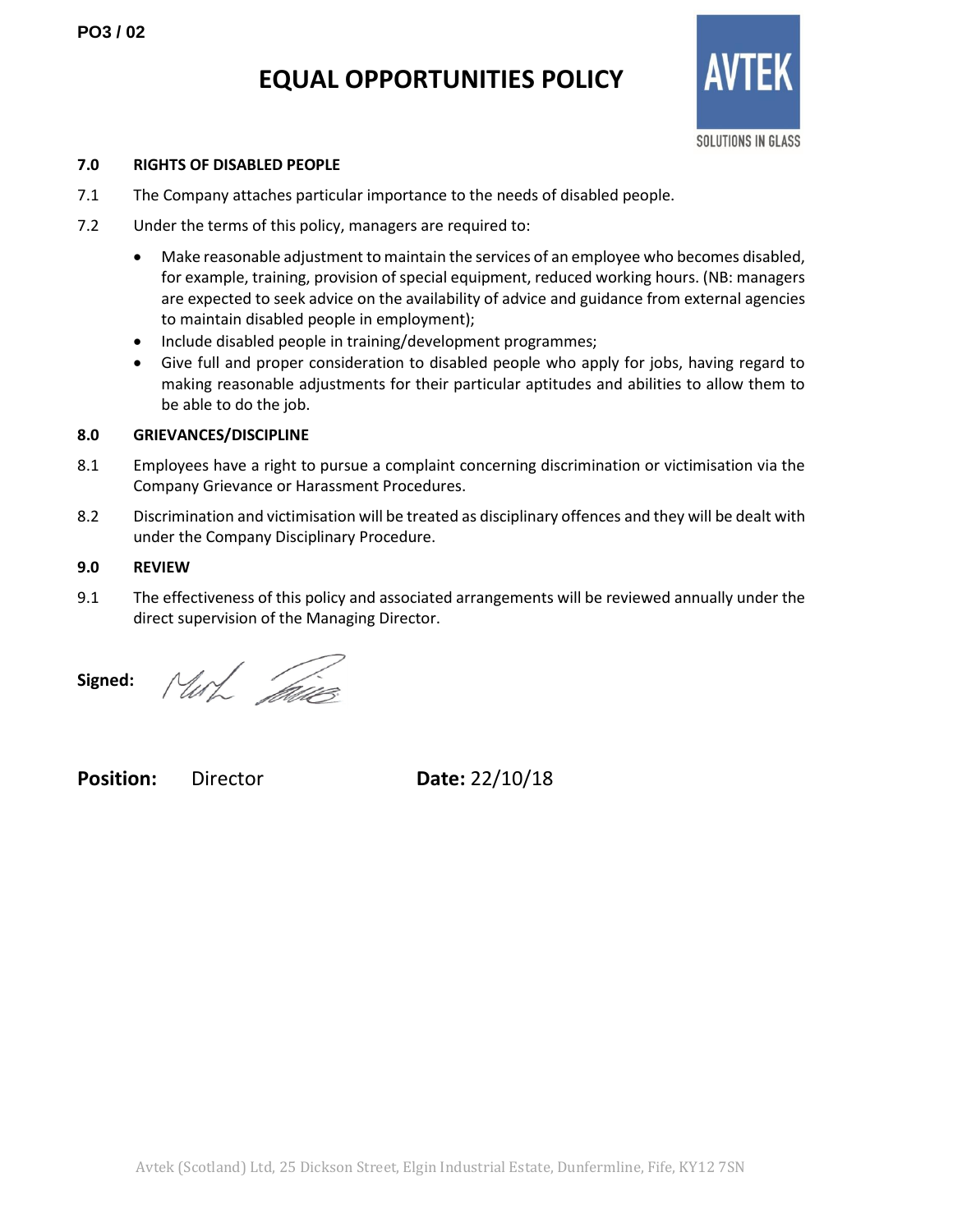PO3 / 02

# EQUAL OPPORTUNITIES POLICY

AVTEK SOLUTIONS IN GLASS

## 7.0 RIGHTS OF DISABLED PEOPLE

7.1 The Company attaches particular importance to the needs of disabled people.

7.2 Under the terms of this policy, managers are required to:

- Make reasonable adjustment to maintain the services of an employee who becomes disabled, for example, training, provision of special equipment, reduced working hours. (NB: managers are expected to seek advice on the availability of advice and guidance from external agencies to maintain disabled people in employment);
- Include disabled people in training/development programmes;
- Give full and proper consideration to disabled people who apply for jobs, having regard to making reasonable adjustments for their particular aptitudes and abilities to allow them to be able to do the job.

## 8.0 GRIEVANCES/DISCIPLINE

8.1 Employees have a right to pursue a complaint concerning discrimination or victimisation via the Company Grievance or Harassment Procedures.

8.2 Discrimination and victimisation will be treated as disciplinary offences and they will be dealt with under the Company Disciplinary Procedure.

## 9.0 REVIEW

9.1 The effectiveness of this policy and associated arrangements will be reviewed annually under the direct supervision of the Managing Director.

**Signed:**

**Position:** Director **Date:** 22/10/18

Avtek (Scotland) Ltd, 25 Dickson Street, Elgin Industrial Estate, Dunfermline, Fife, KY12 7SN